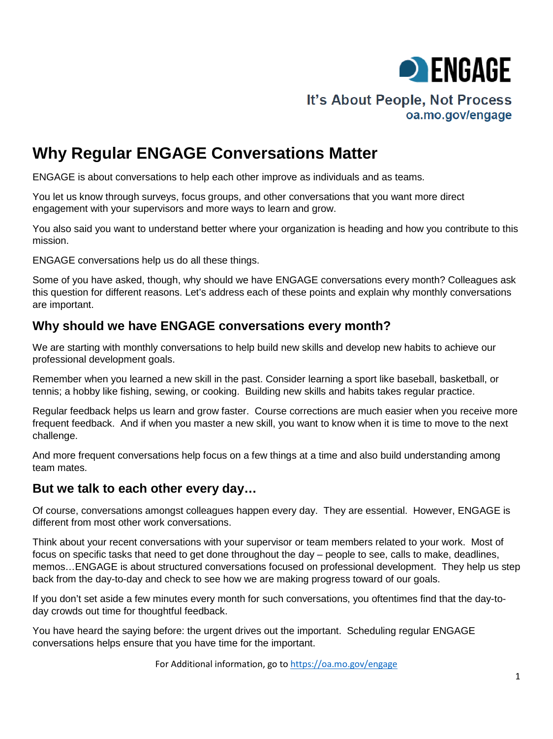ENGAGE

It's About People, Not Process
oa.mo.gov/engage

# Why Regular ENGAGE Conversations Matter

ENGAGE is about conversations to help each other improve as individuals and as teams.

You let us know through surveys, focus groups, and other conversations that you want more direct engagement with your supervisors and more ways to learn and grow.

You also said you want to understand better where your organization is heading and how you contribute to this mission.

ENGAGE conversations help us do all these things.

Some of you have asked, though, why should we have ENGAGE conversations every month? Colleagues ask this question for different reasons. Let's address each of these points and explain why monthly conversations are important.

## Why should we have ENGAGE conversations every month?

We are starting with monthly conversations to help build new skills and develop new habits to achieve our professional development goals.

Remember when you learned a new skill in the past. Consider learning a sport like baseball, basketball, or tennis; a hobby like fishing, sewing, or cooking. Building new skills and habits takes regular practice.

Regular feedback helps us learn and grow faster. Course corrections are much easier when you receive more frequent feedback. And if when you master a new skill, you want to know when it is time to move to the next challenge.

And more frequent conversations help focus on a few things at a time and also build understanding among team mates.

## But we talk to each other every day…

Of course, conversations amongst colleagues happen every day. They are essential. However, ENGAGE is different from most other work conversations.

Think about your recent conversations with your supervisor or team members related to your work. Most of focus on specific tasks that need to get done throughout the day – people to see, calls to make, deadlines, memos…ENGAGE is about structured conversations focused on professional development. They help us step back from the day-to-day and check to see how we are making progress toward of our goals.

If you don't set aside a few minutes every month for such conversations, you oftentimes find that the day-to-day crowds out time for thoughtful feedback.

You have heard the saying before: the urgent drives out the important. Scheduling regular ENGAGE conversations helps ensure that you have time for the important.

For Additional information, go to https://oa.mo.gov/engage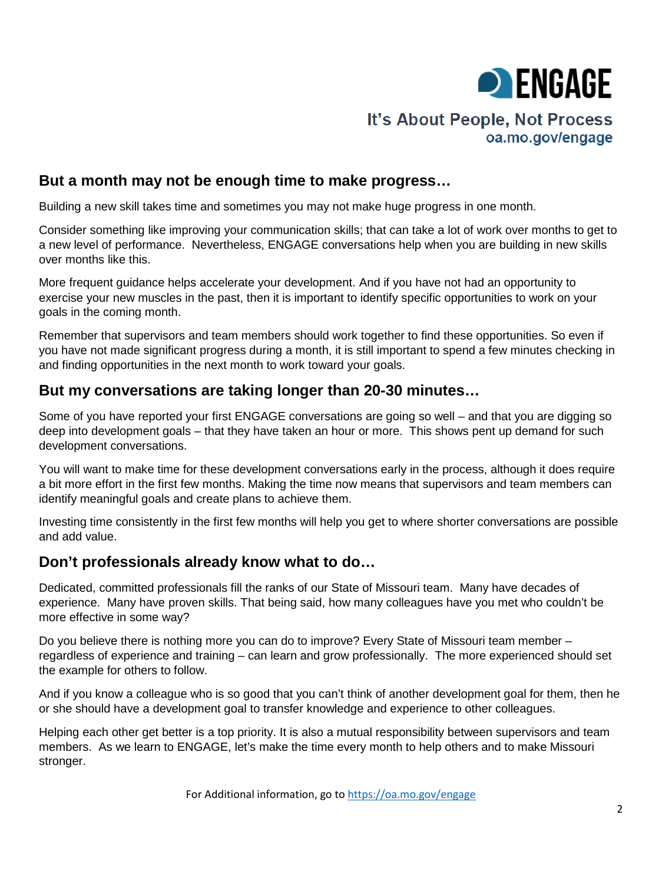ENGAGE

It's About People, Not Process
oa.mo.gov/engage

## But a month may not be enough time to make progress…

Building a new skill takes time and sometimes you may not make huge progress in one month.

Consider something like improving your communication skills; that can take a lot of work over months to get to a new level of performance. Nevertheless, ENGAGE conversations help when you are building in new skills over months like this.

More frequent guidance helps accelerate your development. And if you have not had an opportunity to exercise your new muscles in the past, then it is important to identify specific opportunities to work on your goals in the coming month.

Remember that supervisors and team members should work together to find these opportunities. So even if you have not made significant progress during a month, it is still important to spend a few minutes checking in and finding opportunities in the next month to work toward your goals.

## But my conversations are taking longer than 20-30 minutes…

Some of you have reported your first ENGAGE conversations are going so well – and that you are digging so deep into development goals – that they have taken an hour or more. This shows pent up demand for such development conversations.

You will want to make time for these development conversations early in the process, although it does require a bit more effort in the first few months. Making the time now means that supervisors and team members can identify meaningful goals and create plans to achieve them.

Investing time consistently in the first few months will help you get to where shorter conversations are possible and add value.

## Don't professionals already know what to do…

Dedicated, committed professionals fill the ranks of our State of Missouri team. Many have decades of experience. Many have proven skills. That being said, how many colleagues have you met who couldn't be more effective in some way?

Do you believe there is nothing more you can do to improve? Every State of Missouri team member – regardless of experience and training – can learn and grow professionally. The more experienced should set the example for others to follow.

And if you know a colleague who is so good that you can't think of another development goal for them, then he or she should have a development goal to transfer knowledge and experience to other colleagues.

Helping each other get better is a top priority. It is also a mutual responsibility between supervisors and team members. As we learn to ENGAGE, let's make the time every month to help others and to make Missouri stronger.

For Additional information, go to https://oa.mo.gov/engage